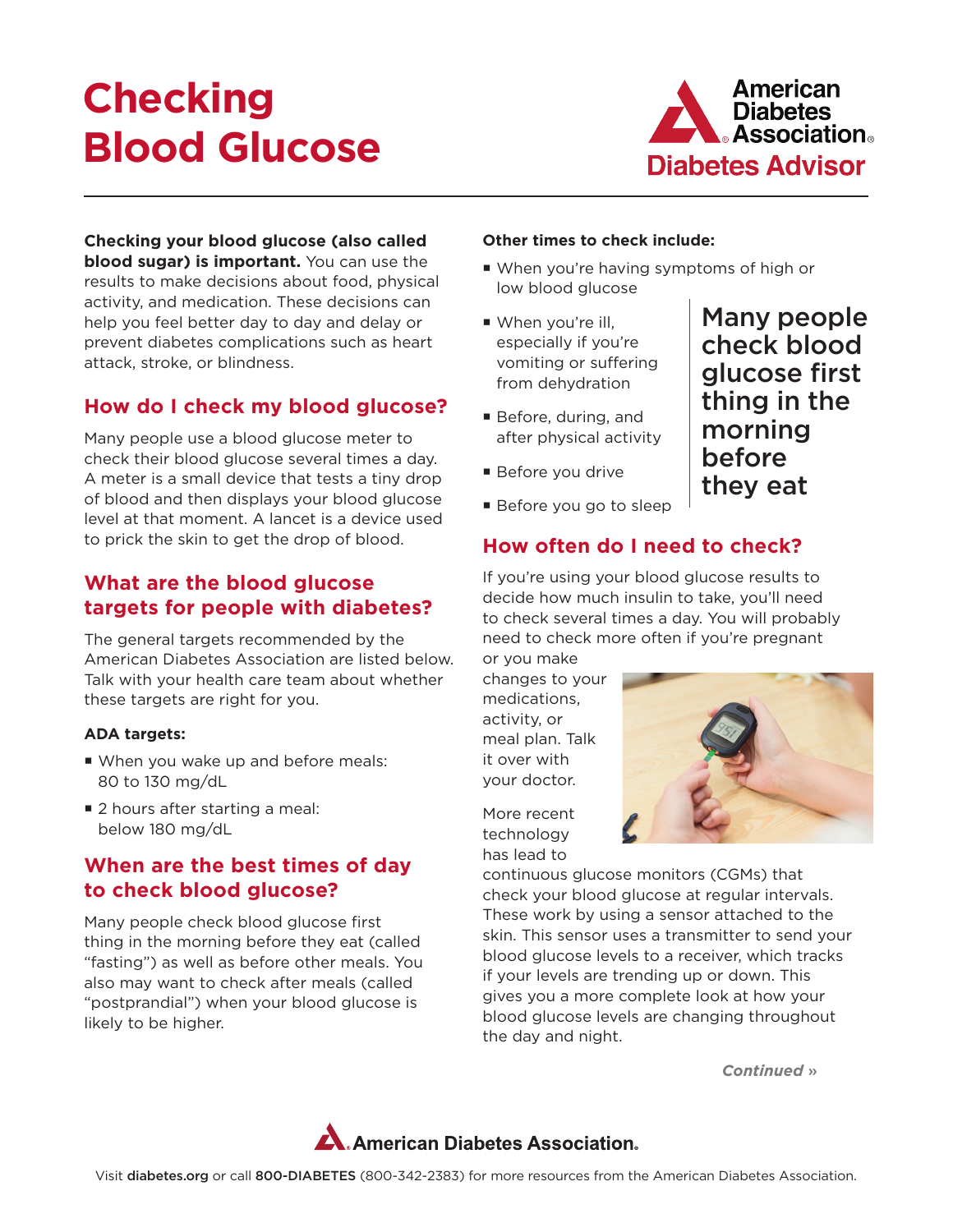# Checking Blood Glucose

American Diabetes Association®
Diabetes Advisor

**Checking your blood glucose (also called blood sugar) is important.** You can use the results to make decisions about food, physical activity, and medication. These decisions can help you feel better day to day and delay or prevent diabetes complications such as heart attack, stroke, or blindness.

## How do I check my blood glucose?

Many people use a blood glucose meter to check their blood glucose several times a day. A meter is a small device that tests a tiny drop of blood and then displays your blood glucose level at that moment. A lancet is a device used to prick the skin to get the drop of blood.

## What are the blood glucose targets for people with diabetes?

The general targets recommended by the American Diabetes Association are listed below. Talk with your health care team about whether these targets are right for you.

**ADA targets:**

- When you wake up and before meals: 80 to 130 mg/dL
- 2 hours after starting a meal: below 180 mg/dL

## When are the best times of day to check blood glucose?

Many people check blood glucose first thing in the morning before they eat (called "fasting") as well as before other meals. You also may want to check after meals (called "postprandial") when your blood glucose is likely to be higher.

**Other times to check include:**

- When you're having symptoms of high or low blood glucose
- When you're ill, especially if you're vomiting or suffering from dehydration
- Before, during, and after physical activity
- Before you drive
- Before you go to sleep

Many people check blood glucose first thing in the morning before they eat

## How often do I need to check?

If you're using your blood glucose results to decide how much insulin to take, you'll need to check several times a day. You will probably need to check more often if you're pregnant or you make changes to your medications, activity, or meal plan. Talk it over with your doctor.

More recent technology has lead to continuous glucose monitors (CGMs) that check your blood glucose at regular intervals. These work by using a sensor attached to the skin. This sensor uses a transmitter to send your blood glucose levels to a receiver, which tracks if your levels are trending up or down. This gives you a more complete look at how your blood glucose levels are changing throughout the day and night.

*Continued »*

American Diabetes Association.

Visit **diabetes.org** or call **800-DIABETES** (800-342-2383) for more resources from the American Diabetes Association.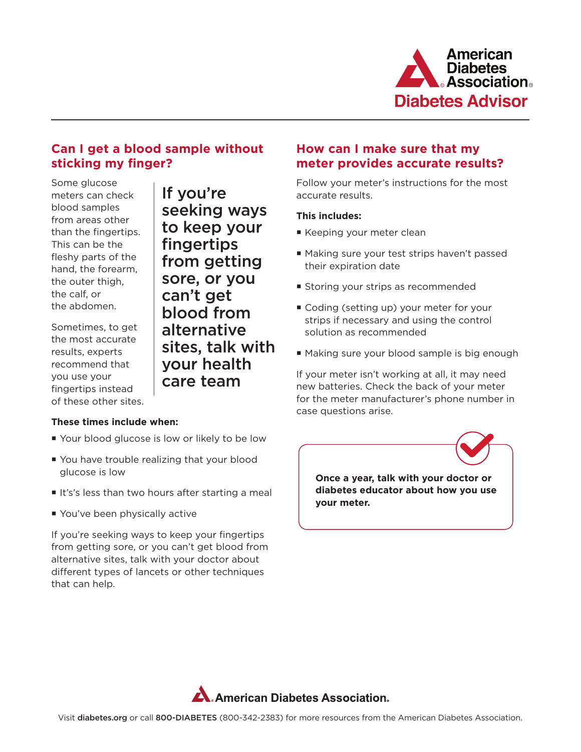## Can I get a blood sample without sticking my finger?

Some glucose meters can check blood samples from areas other than the fingertips. This can be the fleshy parts of the hand, the forearm, the outer thigh, the calf, or the abdomen.

Sometimes, to get the most accurate results, experts recommend that you use your fingertips instead of these other sites.

**If you're seeking ways to keep your fingertips from getting sore, or you can't get blood from alternative sites, talk with your health care team**

**These times include when:**

- Your blood glucose is low or likely to be low
- You have trouble realizing that your blood glucose is low
- It's's less than two hours after starting a meal
- You've been physically active

If you're seeking ways to keep your fingertips from getting sore, or you can't get blood from alternative sites, talk with your doctor about different types of lancets or other techniques that can help.

## How can I make sure that my meter provides accurate results?

Follow your meter's instructions for the most accurate results.

**This includes:**

- Keeping your meter clean
- Making sure your test strips haven't passed their expiration date
- Storing your strips as recommended
- Coding (setting up) your meter for your strips if necessary and using the control solution as recommended
- Making sure your blood sample is big enough

If your meter isn't working at all, it may need new batteries. Check the back of your meter for the meter manufacturer's phone number in case questions arise.

**Once a year, talk with your doctor or diabetes educator about how you use your meter.**

Visit **diabetes.org** or call **800-DIABETES** (800-342-2383) for more resources from the American Diabetes Association.